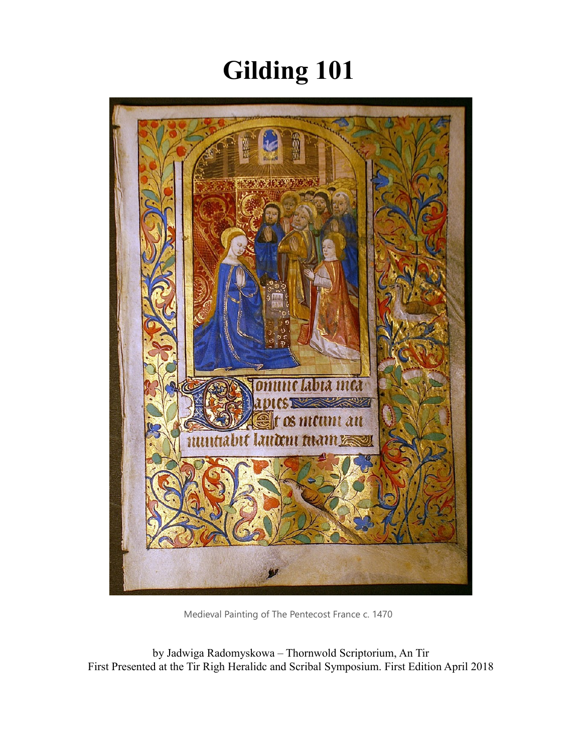# Gilding 101

Medieval Painting of The Pentecost France c. 1470

by Jadwiga Radomyskowa – Thornwold Scriptorium, An Tir
First Presented at the Tir Righ Heralidc and Scribal Symposium. First Edition April 2018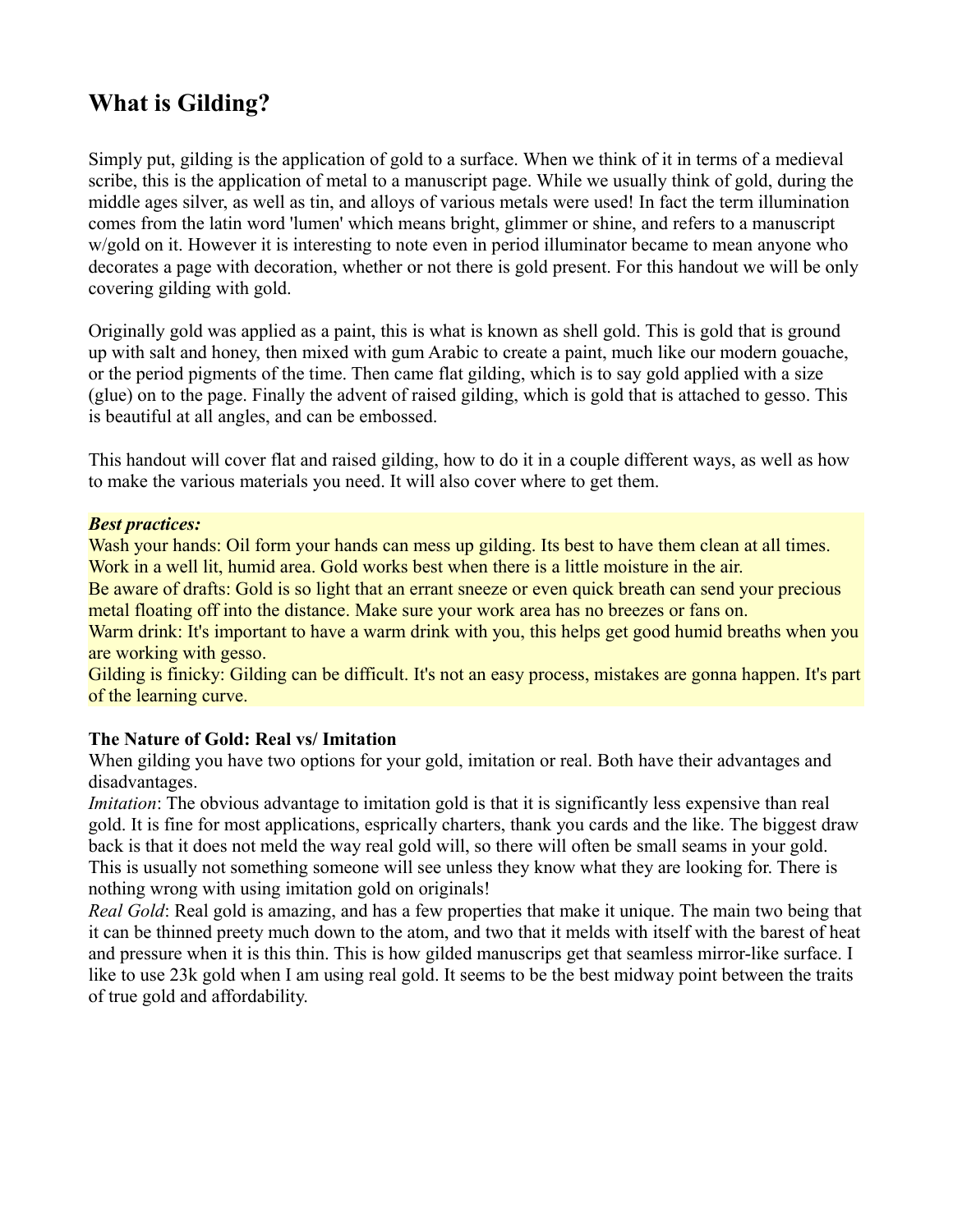## What is Gilding?

Simply put, gilding is the application of gold to a surface. When we think of it in terms of a medieval scribe, this is the application of metal to a manuscript page. While we usually think of gold, during the middle ages silver, as well as tin, and alloys of various metals were used! In fact the term illumination comes from the latin word 'lumen' which means bright, glimmer or shine, and refers to a manuscript w/gold on it. However it is interesting to note even in period illuminator became to mean anyone who decorates a page with decoration, whether or not there is gold present. For this handout we will be only covering gilding with gold.

Originally gold was applied as a paint, this is what is known as shell gold. This is gold that is ground up with salt and honey, then mixed with gum Arabic to create a paint, much like our modern gouache, or the period pigments of the time. Then came flat gilding, which is to say gold applied with a size (glue) on to the page. Finally the advent of raised gilding, which is gold that is attached to gesso. This is beautiful at all angles, and can be embossed.

This handout will cover flat and raised gilding, how to do it in a couple different ways, as well as how to make the various materials you need. It will also cover where to get them.

***Best practices:***
Wash your hands: Oil form your hands can mess up gilding. Its best to have them clean at all times.
Work in a well lit, humid area. Gold works best when there is a little moisture in the air.
Be aware of drafts: Gold is so light that an errant sneeze or even quick breath can send your precious metal floating off into the distance. Make sure your work area has no breezes or fans on.
Warm drink: It's important to have a warm drink with you, this helps get good humid breaths when you are working with gesso.
Gilding is finicky: Gilding can be difficult. It's not an easy process, mistakes are gonna happen. It's part of the learning curve.

**The Nature of Gold: Real vs/ Imitation**
When gilding you have two options for your gold, imitation or real. Both have their advantages and disadvantages.
*Imitation*: The obvious advantage to imitation gold is that it is significantly less expensive than real gold. It is fine for most applications, esprically charters, thank you cards and the like. The biggest draw back is that it does not meld the way real gold will, so there will often be small seams in your gold. This is usually not something someone will see unless they know what they are looking for. There is nothing wrong with using imitation gold on originals!
*Real Gold*: Real gold is amazing, and has a few properties that make it unique. The main two being that it can be thinned preety much down to the atom, and two that it melds with itself with the barest of heat and pressure when it is this thin. This is how gilded manuscrips get that seamless mirror-like surface. I like to use 23k gold when I am using real gold. It seems to be the best midway point between the traits of true gold and affordability.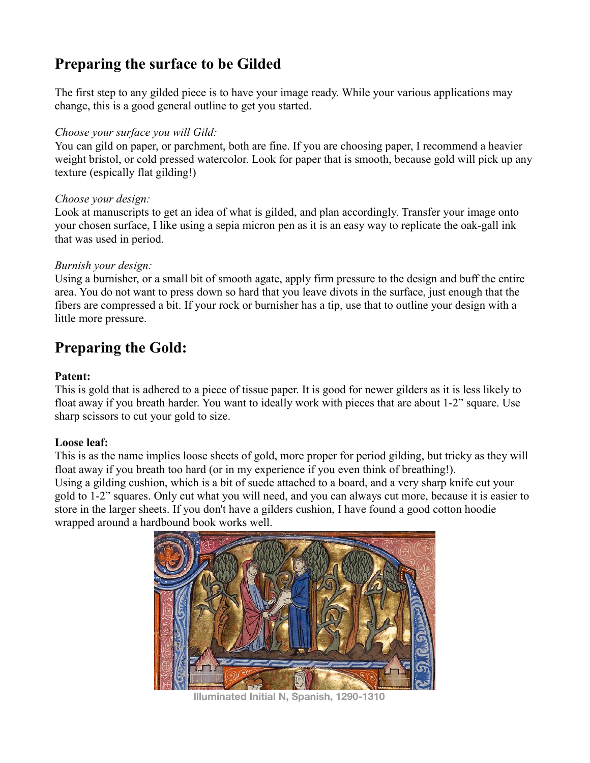## Preparing the surface to be Gilded

The first step to any gilded piece is to have your image ready. While your various applications may change, this is a good general outline to get you started.

*Choose your surface you will Gild:*
You can gild on paper, or parchment, both are fine. If you are choosing paper, I recommend a heavier weight bristol, or cold pressed watercolor. Look for paper that is smooth, because gold will pick up any texture (espically flat gilding!)

*Choose your design:*
Look at manuscripts to get an idea of what is gilded, and plan accordingly. Transfer your image onto your chosen surface, I like using a sepia micron pen as it is an easy way to replicate the oak-gall ink that was used in period.

*Burnish your design:*
Using a burnisher, or a small bit of smooth agate, apply firm pressure to the design and buff the entire area. You do not want to press down so hard that you leave divots in the surface, just enough that the fibers are compressed a bit. If your rock or burnisher has a tip, use that to outline your design with a little more pressure.

## Preparing the Gold:

**Patent:**
This is gold that is adhered to a piece of tissue paper. It is good for newer gilders as it is less likely to float away if you breath harder. You want to ideally work with pieces that are about 1-2" square. Use sharp scissors to cut your gold to size.

**Loose leaf:**
This is as the name implies loose sheets of gold, more proper for period gilding, but tricky as they will float away if you breath too hard (or in my experience if you even think of breathing!).
Using a gilding cushion, which is a bit of suede attached to a board, and a very sharp knife cut your gold to 1-2" squares. Only cut what you will need, and you can always cut more, because it is easier to store in the larger sheets. If you don't have a gilders cushion, I have found a good cotton hoodie wrapped around a hardbound book works well.

Illuminated Initial N, Spanish, 1290-1310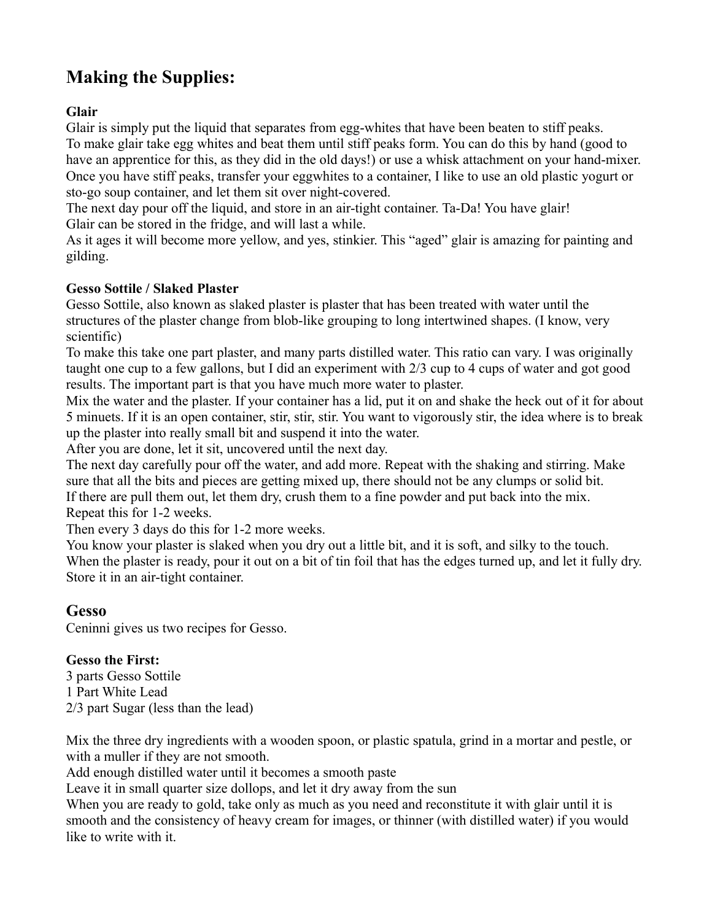## Making the Supplies:

**Glair**

Glair is simply put the liquid that separates from egg-whites that have been beaten to stiff peaks.
To make glair take egg whites and beat them until stiff peaks form. You can do this by hand (good to have an apprentice for this, as they did in the old days!) or use a whisk attachment on your hand-mixer.
Once you have stiff peaks, transfer your eggwhites to a container, I like to use an old plastic yogurt or sto-go soup container, and let them sit over night-covered.
The next day pour off the liquid, and store in an air-tight container. Ta-Da! You have glair!
Glair can be stored in the fridge, and will last a while.
As it ages it will become more yellow, and yes, stinkier. This "aged" glair is amazing for painting and gilding.

**Gesso Sottile / Slaked Plaster**

Gesso Sottile, also known as slaked plaster is plaster that has been treated with water until the structures of the plaster change from blob-like grouping to long intertwined shapes. (I know, very scientific)
To make this take one part plaster, and many parts distilled water. This ratio can vary. I was originally taught one cup to a few gallons, but I did an experiment with 2/3 cup to 4 cups of water and got good results. The important part is that you have much more water to plaster.
Mix the water and the plaster. If your container has a lid, put it on and shake the heck out of it for about 5 minuets. If it is an open container, stir, stir, stir. You want to vigorously stir, the idea where is to break up the plaster into really small bit and suspend it into the water.
After you are done, let it sit, uncovered until the next day.
The next day carefully pour off the water, and add more. Repeat with the shaking and stirring. Make sure that all the bits and pieces are getting mixed up, there should not be any clumps or solid bit.
If there are pull them out, let them dry, crush them to a fine powder and put back into the mix.
Repeat this for 1-2 weeks.
Then every 3 days do this for 1-2 more weeks.
You know your plaster is slaked when you dry out a little bit, and it is soft, and silky to the touch.
When the plaster is ready, pour it out on a bit of tin foil that has the edges turned up, and let it fully dry.
Store it in an air-tight container.

### Gesso

Ceninni gives us two recipes for Gesso.

**Gesso the First:**

3 parts Gesso Sottile
1 Part White Lead
2/3 part Sugar (less than the lead)

Mix the three dry ingredients with a wooden spoon, or plastic spatula, grind in a mortar and pestle, or with a muller if they are not smooth.
Add enough distilled water until it becomes a smooth paste
Leave it in small quarter size dollops, and let it dry away from the sun
When you are ready to gold, take only as much as you need and reconstitute it with glair until it is smooth and the consistency of heavy cream for images, or thinner (with distilled water) if you would like to write with it.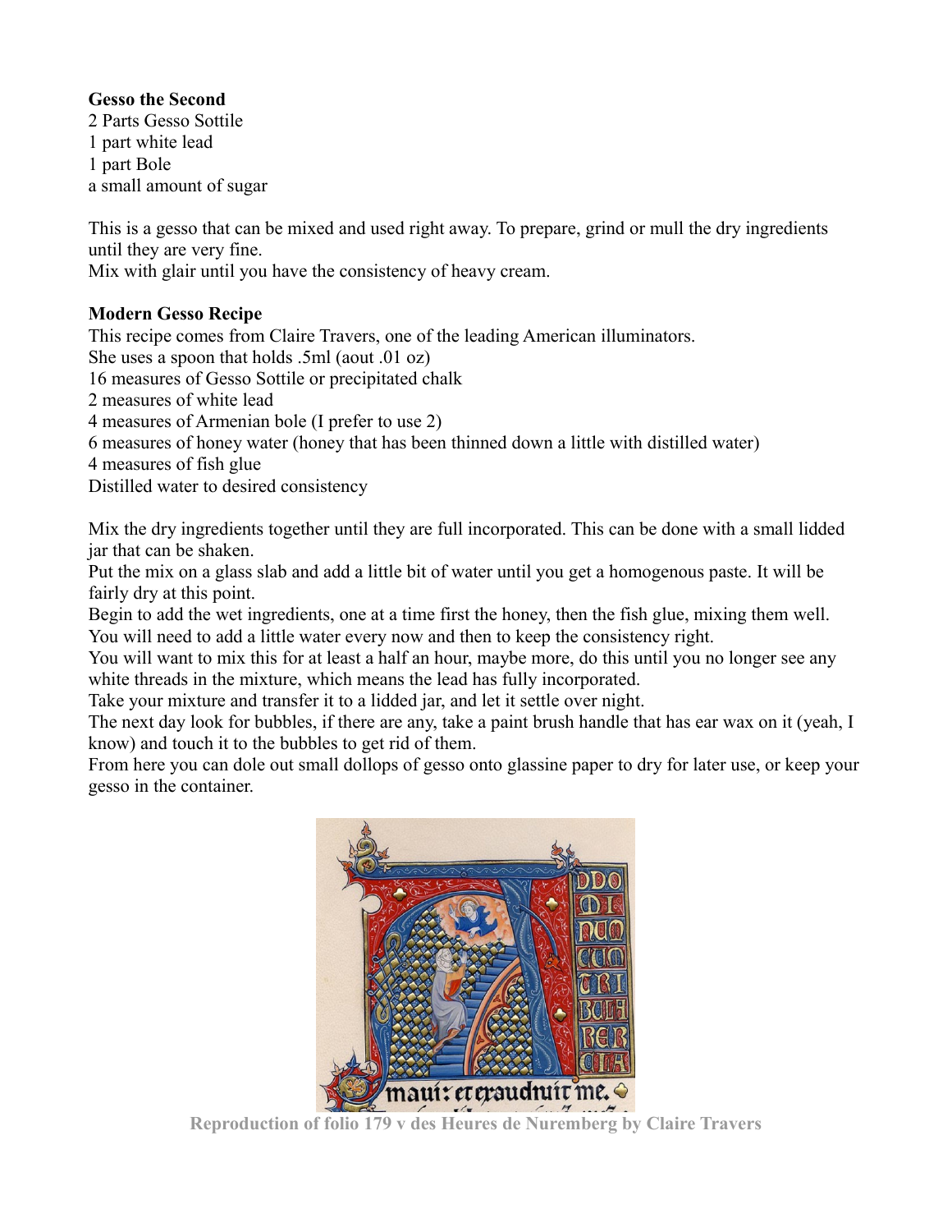**Gesso the Second**

2 Parts Gesso Sottile
1 part white lead
1 part Bole
a small amount of sugar

This is a gesso that can be mixed and used right away. To prepare, grind or mull the dry ingredients until they are very fine.
Mix with glair until you have the consistency of heavy cream.

**Modern Gesso Recipe**

This recipe comes from Claire Travers, one of the leading American illuminators.
She uses a spoon that holds .5ml (aout .01 oz)
16 measures of Gesso Sottile or precipitated chalk
2 measures of white lead
4 measures of Armenian bole (I prefer to use 2)
6 measures of honey water (honey that has been thinned down a little with distilled water)
4 measures of fish glue
Distilled water to desired consistency

Mix the dry ingredients together until they are full incorporated. This can be done with a small lidded jar that can be shaken.
Put the mix on a glass slab and add a little bit of water until you get a homogenous paste. It will be fairly dry at this point.
Begin to add the wet ingredients, one at a time first the honey, then the fish glue, mixing them well. You will need to add a little water every now and then to keep the consistency right.
You will want to mix this for at least a half an hour, maybe more, do this until you no longer see any white threads in the mixture, which means the lead has fully incorporated.
Take your mixture and transfer it to a lidded jar, and let it settle over night.
The next day look for bubbles, if there are any, take a paint brush handle that has ear wax on it (yeah, I know) and touch it to the bubbles to get rid of them.
From here you can dole out small dollops of gesso onto glassine paper to dry for later use, or keep your gesso in the container.

Reproduction of folio 179 v des Heures de Nuremberg by Claire Travers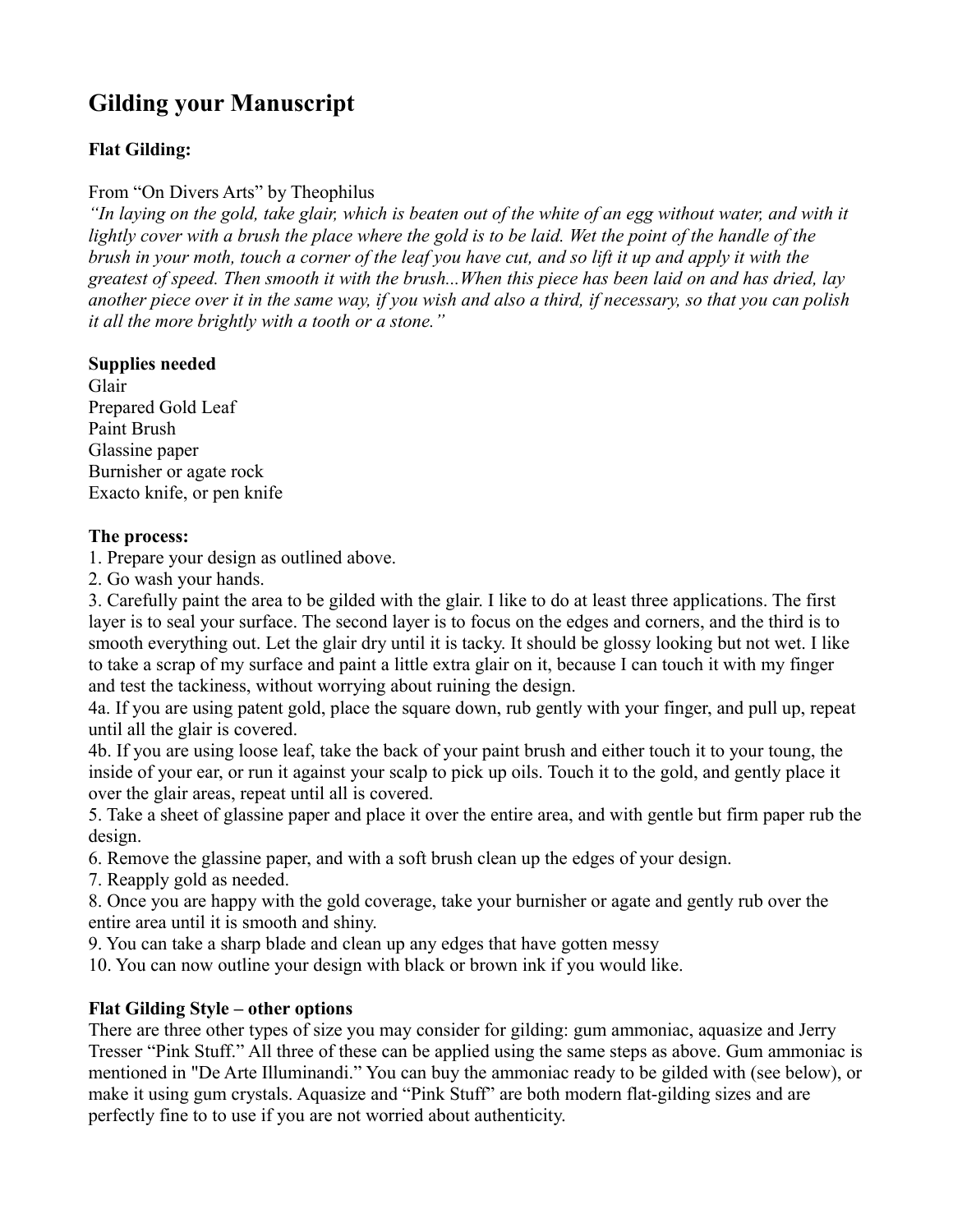## Gilding your Manuscript

### Flat Gilding:

From "On Divers Arts" by Theophilus

*"In laying on the gold, take glair, which is beaten out of the white of an egg without water, and with it lightly cover with a brush the place where the gold is to be laid. Wet the point of the handle of the brush in your moth, touch a corner of the leaf you have cut, and so lift it up and apply it with the greatest of speed. Then smooth it with the brush...When this piece has been laid on and has dried, lay another piece over it in the same way, if you wish and also a third, if necessary, so that you can polish it all the more brightly with a tooth or a stone."*

**Supplies needed**

Glair
Prepared Gold Leaf
Paint Brush
Glassine paper
Burnisher or agate rock
Exacto knife, or pen knife

**The process:**

1. Prepare your design as outlined above.
2. Go wash your hands.
3. Carefully paint the area to be gilded with the glair. I like to do at least three applications. The first layer is to seal your surface. The second layer is to focus on the edges and corners, and the third is to smooth everything out. Let the glair dry until it is tacky. It should be glossy looking but not wet. I like to take a scrap of my surface and paint a little extra glair on it, because I can touch it with my finger and test the tackiness, without worrying about ruining the design.

4a. If you are using patent gold, place the square down, rub gently with your finger, and pull up, repeat until all the glair is covered.

4b. If you are using loose leaf, take the back of your paint brush and either touch it to your toung, the inside of your ear, or run it against your scalp to pick up oils. Touch it to the gold, and gently place it over the glair areas, repeat until all is covered.

5. Take a sheet of glassine paper and place it over the entire area, and with gentle but firm paper rub the design.
6. Remove the glassine paper, and with a soft brush clean up the edges of your design.
7. Reapply gold as needed.
8. Once you are happy with the gold coverage, take your burnisher or agate and gently rub over the entire area until it is smooth and shiny.
9. You can take a sharp blade and clean up any edges that have gotten messy
10. You can now outline your design with black or brown ink if you would like.

**Flat Gilding Style – other options**

There are three other types of size you may consider for gilding: gum ammoniac, aquasize and Jerry Tresser "Pink Stuff." All three of these can be applied using the same steps as above. Gum ammoniac is mentioned in "De Arte Illuminandi." You can buy the ammoniac ready to be gilded with (see below), or make it using gum crystals. Aquasize and "Pink Stuff" are both modern flat-gilding sizes and are perfectly fine to to use if you are not worried about authenticity.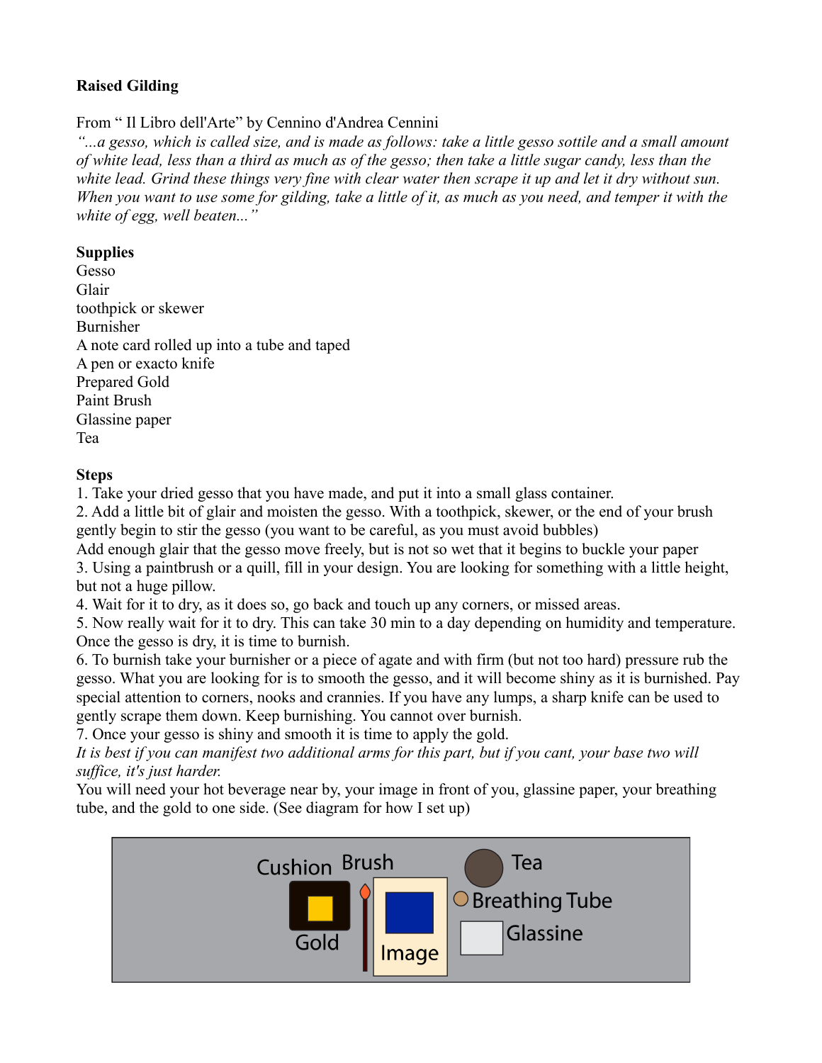**Raised Gilding**

From " Il Libro dell'Arte" by Cennino d'Andrea Cennini
*"...a gesso, which is called size, and is made as follows: take a little gesso sottile and a small amount of white lead, less than a third as much as of the gesso; then take a little sugar candy, less than the white lead. Grind these things very fine with clear water then scrape it up and let it dry without sun. When you want to use some for gilding, take a little of it, as much as you need, and temper it with the white of egg, well beaten..."*

**Supplies**

Gesso
Glair
toothpick or skewer
Burnisher
A note card rolled up into a tube and taped
A pen or exacto knife
Prepared Gold
Paint Brush
Glassine paper
Tea

**Steps**

1. Take your dried gesso that you have made, and put it into a small glass container.
2. Add a little bit of glair and moisten the gesso. With a toothpick, skewer, or the end of your brush gently begin to stir the gesso (you want to be careful, as you must avoid bubbles)
Add enough glair that the gesso move freely, but is not so wet that it begins to buckle your paper
3. Using a paintbrush or a quill, fill in your design. You are looking for something with a little height, but not a huge pillow.
4. Wait for it to dry, as it does so, go back and touch up any corners, or missed areas.
5. Now really wait for it to dry. This can take 30 min to a day depending on humidity and temperature. Once the gesso is dry, it is time to burnish.
6. To burnish take your burnisher or a piece of agate and with firm (but not too hard) pressure rub the gesso. What you are looking for is to smooth the gesso, and it will become shiny as it is burnished. Pay special attention to corners, nooks and crannies. If you have any lumps, a sharp knife can be used to gently scrape them down. Keep burnishing. You cannot over burnish.
7. Once your gesso is shiny and smooth it is time to apply the gold.
*It is best if you can manifest two additional arms for this part, but if you cant, your base two will suffice, it's just harder.*
You will need your hot beverage near by, your image in front of you, glassine paper, your breathing tube, and the gold to one side. (See diagram for how I set up)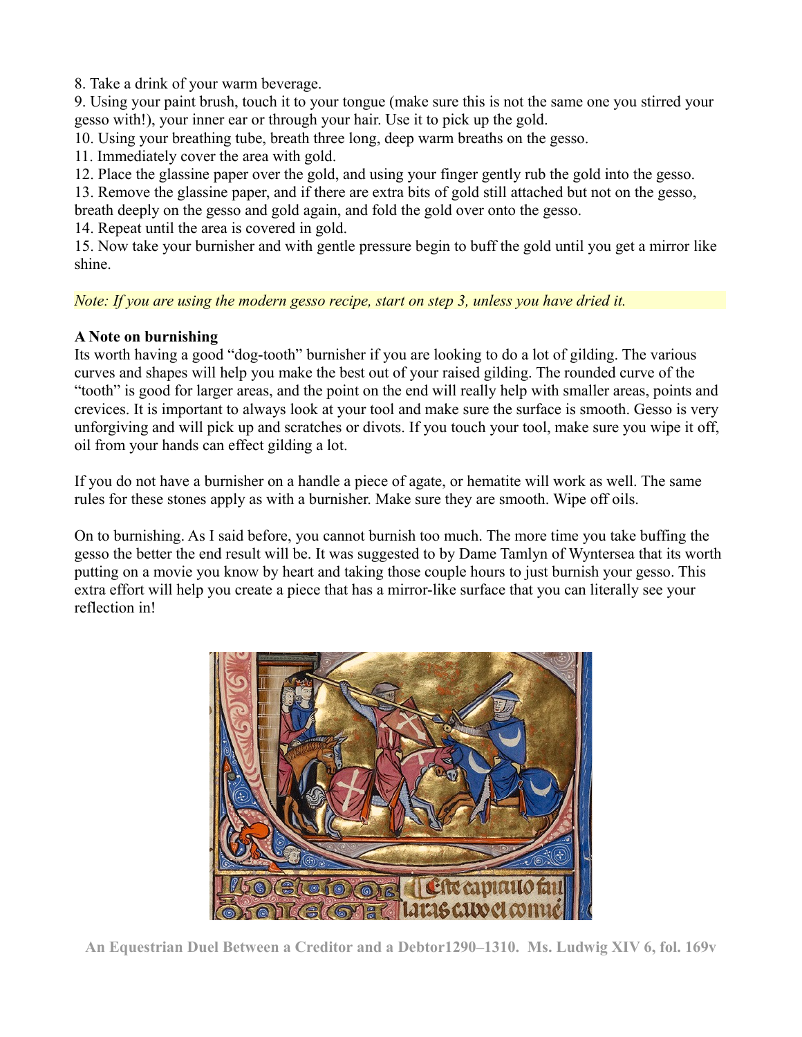8. Take a drink of your warm beverage.
9. Using your paint brush, touch it to your tongue (make sure this is not the same one you stirred your gesso with!), your inner ear or through your hair. Use it to pick up the gold.
10. Using your breathing tube, breath three long, deep warm breaths on the gesso.
11. Immediately cover the area with gold.
12. Place the glassine paper over the gold, and using your finger gently rub the gold into the gesso.
13. Remove the glassine paper, and if there are extra bits of gold still attached but not on the gesso, breath deeply on the gesso and gold again, and fold the gold over onto the gesso.
14. Repeat until the area is covered in gold.
15. Now take your burnisher and with gentle pressure begin to buff the gold until you get a mirror like shine.

*Note: If you are using the modern gesso recipe, start on step 3, unless you have dried it.*

**A Note on burnishing**

Its worth having a good "dog-tooth" burnisher if you are looking to do a lot of gilding. The various curves and shapes will help you make the best out of your raised gilding. The rounded curve of the "tooth" is good for larger areas, and the point on the end will really help with smaller areas, points and crevices. It is important to always look at your tool and make sure the surface is smooth. Gesso is very unforgiving and will pick up and scratches or divots. If you touch your tool, make sure you wipe it off, oil from your hands can effect gilding a lot.

If you do not have a burnisher on a handle a piece of agate, or hematite will work as well. The same rules for these stones apply as with a burnisher. Make sure they are smooth. Wipe off oils.

On to burnishing. As I said before, you cannot burnish too much. The more time you take buffing the gesso the better the end result will be. It was suggested to by Dame Tamlyn of Wyntersea that its worth putting on a movie you know by heart and taking those couple hours to just burnish your gesso. This extra effort will help you create a piece that has a mirror-like surface that you can literally see your reflection in!

**An Equestrian Duel Between a Creditor and a Debtor1290–1310. Ms. Ludwig XIV 6, fol. 169v**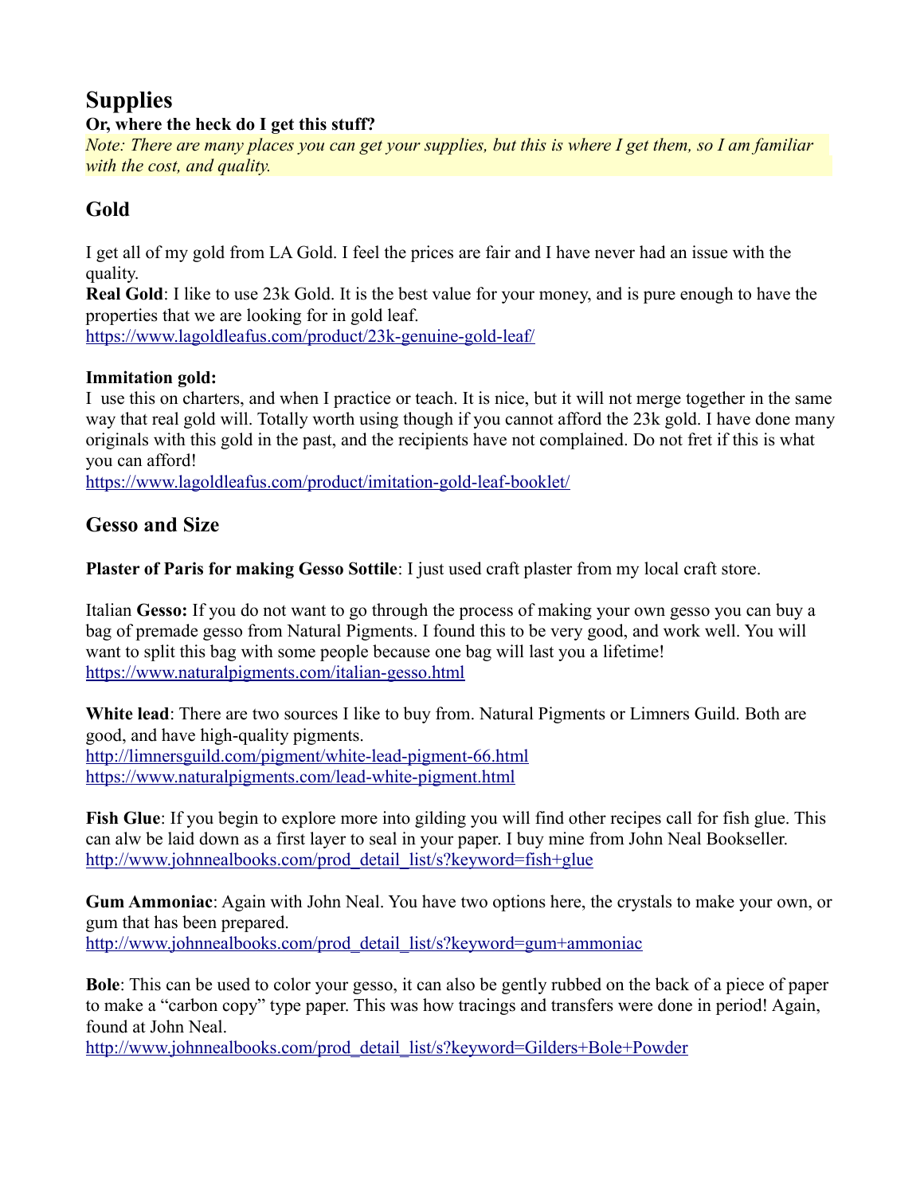# Supplies

**Or, where the heck do I get this stuff?**

*Note: There are many places you can get your supplies, but this is where I get them, so I am familiar with the cost, and quality.*

## Gold

I get all of my gold from LA Gold. I feel the prices are fair and I have never had an issue with the quality.

**Real Gold**: I like to use 23k Gold. It is the best value for your money, and is pure enough to have the properties that we are looking for in gold leaf.

https://www.lagoldleafus.com/product/23k-genuine-gold-leaf/

**Immitation gold:**

I use this on charters, and when I practice or teach. It is nice, but it will not merge together in the same way that real gold will. Totally worth using though if you cannot afford the 23k gold. I have done many originals with this gold in the past, and the recipients have not complained. Do not fret if this is what you can afford!

https://www.lagoldleafus.com/product/imitation-gold-leaf-booklet/

## Gesso and Size

**Plaster of Paris for making Gesso Sottile**: I just used craft plaster from my local craft store.

Italian **Gesso:** If you do not want to go through the process of making your own gesso you can buy a bag of premade gesso from Natural Pigments. I found this to be very good, and work well. You will want to split this bag with some people because one bag will last you a lifetime!

https://www.naturalpigments.com/italian-gesso.html

**White lead**: There are two sources I like to buy from. Natural Pigments or Limners Guild. Both are good, and have high-quality pigments.

http://limnersguild.com/pigment/white-lead-pigment-66.html

https://www.naturalpigments.com/lead-white-pigment.html

**Fish Glue**: If you begin to explore more into gilding you will find other recipes call for fish glue. This can alw be laid down as a first layer to seal in your paper. I buy mine from John Neal Bookseller.

http://www.johnnealbooks.com/prod_detail_list/s?keyword=fish+glue

**Gum Ammoniac**: Again with John Neal. You have two options here, the crystals to make your own, or gum that has been prepared.

http://www.johnnealbooks.com/prod_detail_list/s?keyword=gum+ammoniac

**Bole**: This can be used to color your gesso, it can also be gently rubbed on the back of a piece of paper to make a "carbon copy" type paper. This was how tracings and transfers were done in period! Again, found at John Neal.

http://www.johnnealbooks.com/prod_detail_list/s?keyword=Gilders+Bole+Powder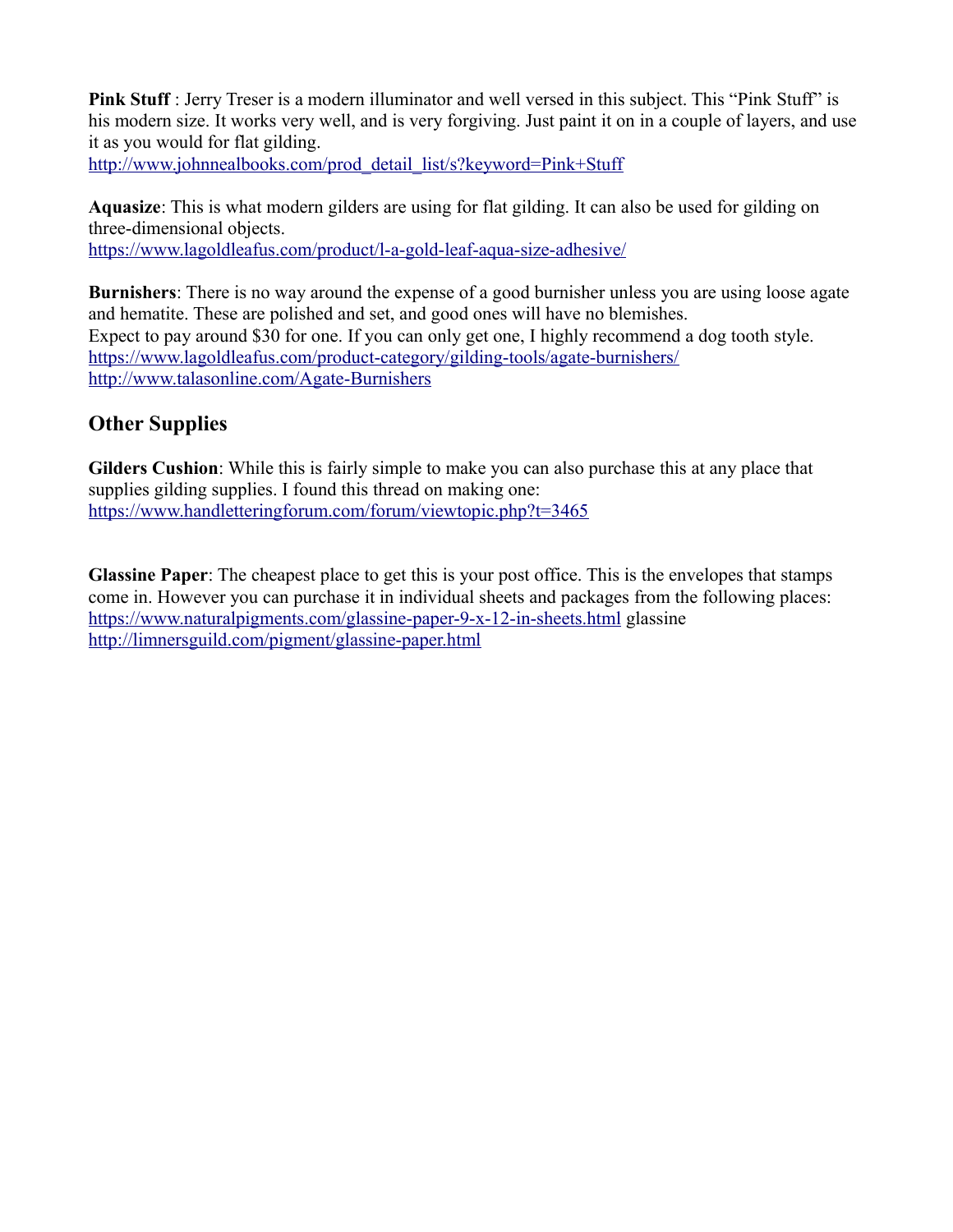**Pink Stuff** : Jerry Treser is a modern illuminator and well versed in this subject. This "Pink Stuff" is his modern size. It works very well, and is very forgiving. Just paint it on in a couple of layers, and use it as you would for flat gilding.
http://www.johnnealbooks.com/prod_detail_list/s?keyword=Pink+Stuff

**Aquasize**: This is what modern gilders are using for flat gilding. It can also be used for gilding on three-dimensional objects.
https://www.lagoldleafus.com/product/l-a-gold-leaf-aqua-size-adhesive/

**Burnishers**: There is no way around the expense of a good burnisher unless you are using loose agate and hematite. These are polished and set, and good ones will have no blemishes.
Expect to pay around $30 for one. If you can only get one, I highly recommend a dog tooth style.
https://www.lagoldleafus.com/product-category/gilding-tools/agate-burnishers/
http://www.talasonline.com/Agate-Burnishers

## Other Supplies

**Gilders Cushion**: While this is fairly simple to make you can also purchase this at any place that supplies gilding supplies. I found this thread on making one:
https://www.handletteringforum.com/forum/viewtopic.php?t=3465

**Glassine Paper**: The cheapest place to get this is your post office. This is the envelopes that stamps come in. However you can purchase it in individual sheets and packages from the following places:
https://www.naturalpigments.com/glassine-paper-9-x-12-in-sheets.html glassine
http://limnersguild.com/pigment/glassine-paper.html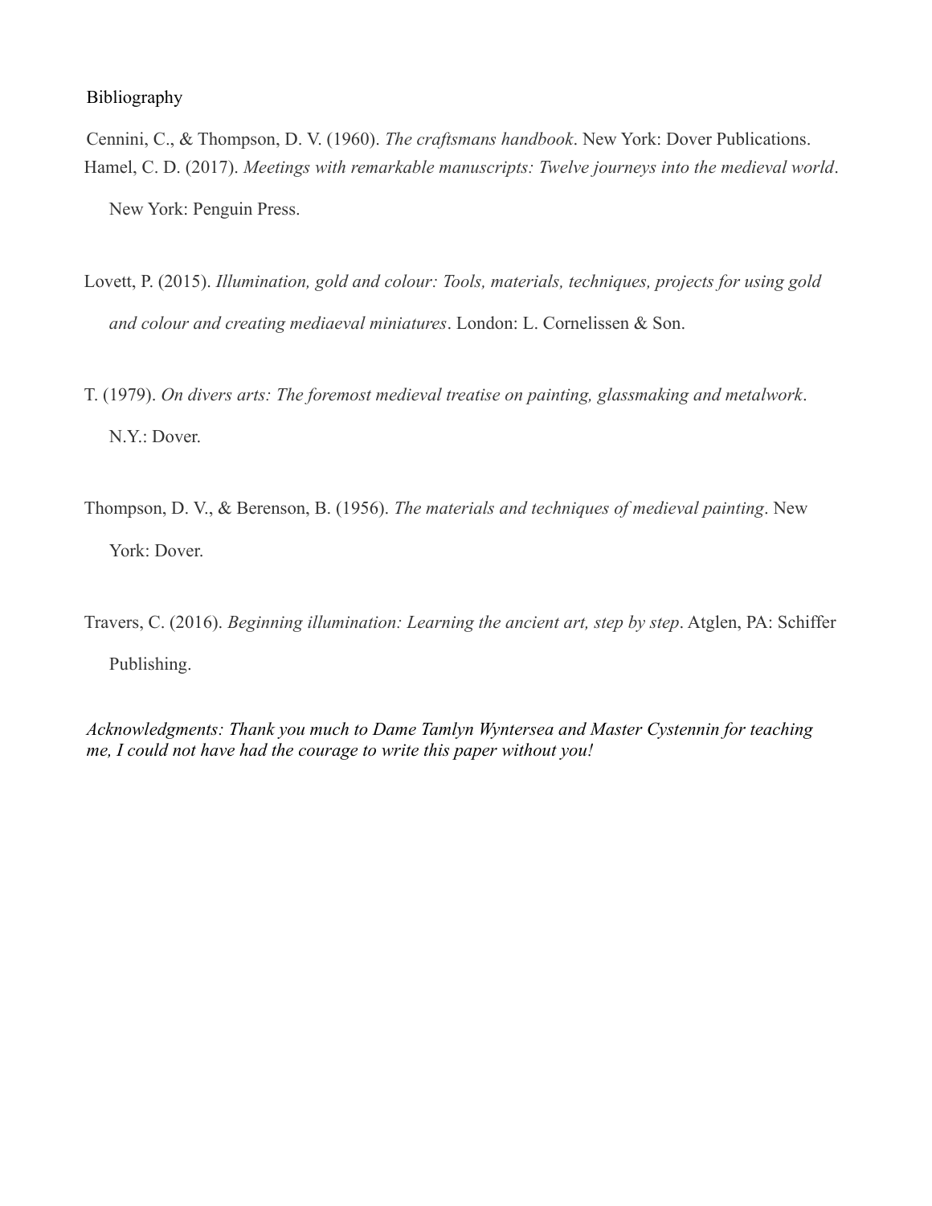# Bibliography

Cennini, C., & Thompson, D. V. (1960). *The craftsmans handbook*. New York: Dover Publications.

Hamel, C. D. (2017). *Meetings with remarkable manuscripts: Twelve journeys into the medieval world*. New York: Penguin Press.

Lovett, P. (2015). *Illumination, gold and colour: Tools, materials, techniques, projects for using gold and colour and creating mediaeval miniatures*. London: L. Cornelissen & Son.

T. (1979). *On divers arts: The foremost medieval treatise on painting, glassmaking and metalwork*. N.Y.: Dover.

Thompson, D. V., & Berenson, B. (1956). *The materials and techniques of medieval painting*. New York: Dover.

Travers, C. (2016). *Beginning illumination: Learning the ancient art, step by step*. Atglen, PA: Schiffer Publishing.

*Acknowledgments: Thank you much to Dame Tamlyn Wyntersea and Master Cystennin for teaching me, I could not have had the courage to write this paper without you!*